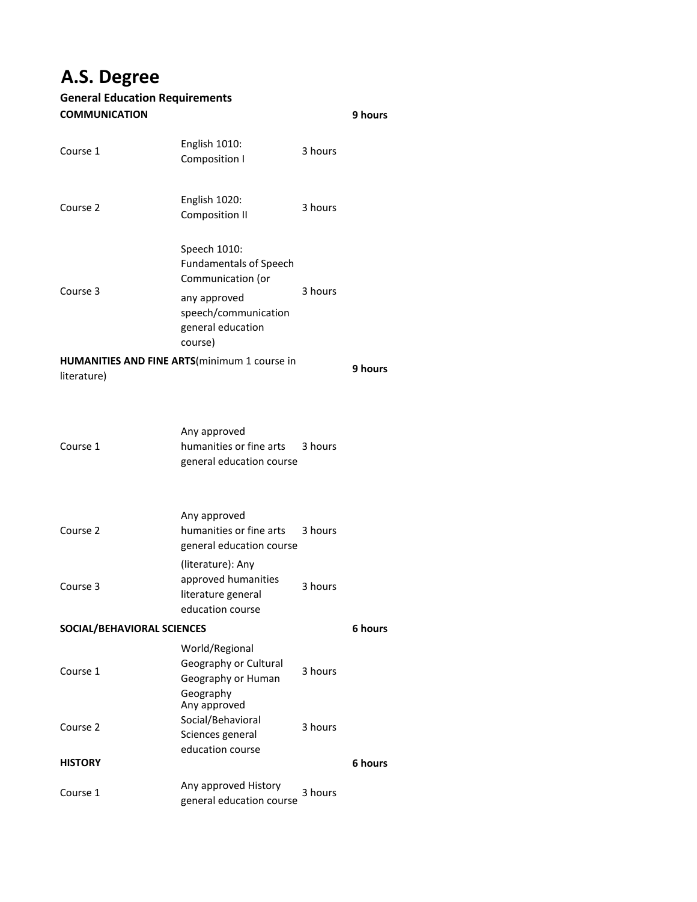# A.S. Degree

## General Education Requirements

| | | | |
|---|---|---|---|
| **COMMUNICATION** | | | **9 hours** |
| Course 1 | English 1010: Composition I | 3 hours | |
| Course 2 | English 1020: Composition II | 3 hours | |
| Course 3 | Speech 1010: Fundamentals of Speech Communication (or any approved speech/communication general education course) | 3 hours | |
| **HUMANITIES AND FINE ARTS**(minimum 1 course in literature) | | | **9 hours** |
| Course 1 | Any approved humanities or fine arts general education course | 3 hours | |
| Course 2 | Any approved humanities or fine arts general education course | 3 hours | |
| Course 3 | (literature): Any approved humanities literature general education course | 3 hours | |
| **SOCIAL/BEHAVIORAL SCIENCES** | | | **6 hours** |
| Course 1 | World/Regional Geography or Cultural Geography or Human Geography | 3 hours | |
| Course 2 | Any approved Social/Behavioral Sciences general education course | 3 hours | |
| **HISTORY** | | | **6 hours** |
| Course 1 | Any approved History general education course | 3 hours | |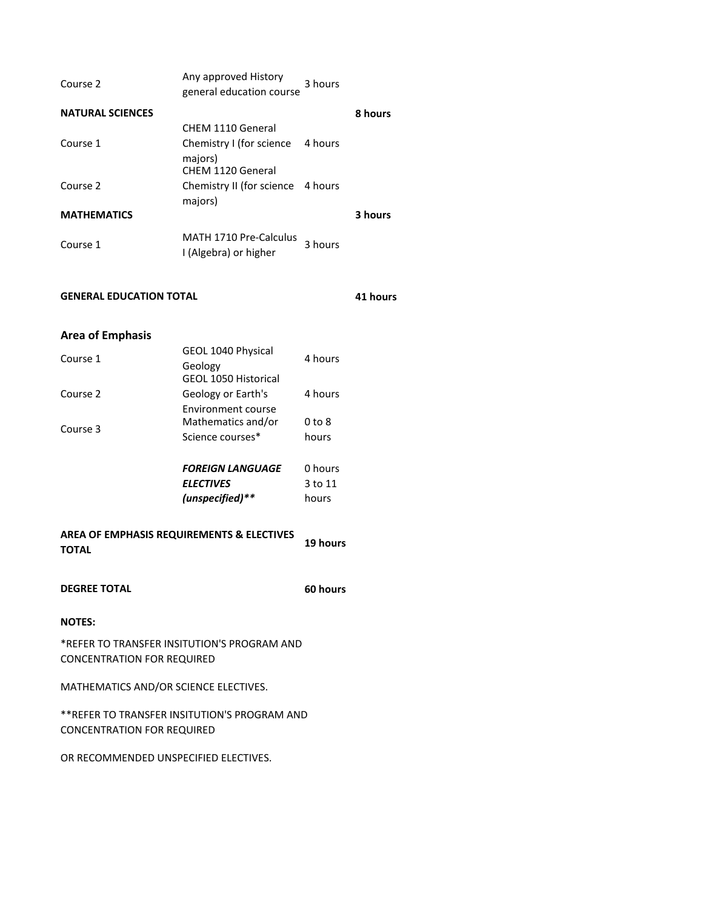| | | | |
|---|---|---|---|
| Course 2 | Any approved History general education course | 3 hours | |
| **NATURAL SCIENCES** | | | **8 hours** |
| Course 1 | CHEM 1110 General Chemistry I (for science majors) | 4 hours | |
| Course 2 | CHEM 1120 General Chemistry II (for science majors) | 4 hours | |
| **MATHEMATICS** | | | **3 hours** |
| Course 1 | MATH 1710 Pre-Calculus I (Algebra) or higher | 3 hours | |
| | | | |
| **GENERAL EDUCATION TOTAL** | | | **41 hours** |

## Area of Emphasis

| | | |
|---|---|---|
| Course 1 | GEOL 1040 Physical Geology | 4 hours |
| Course 2 | GEOL 1050 Historical Geology or Earth's Environment course | 4 hours |
| Course 3 | Mathematics and/or Science courses* | 0 to 8 hours |
| | ***FOREIGN LANGUAGE*** | 0 hours |
| | ***ELECTIVES (unspecified)**** | 3 to 11 hours |
| **AREA OF EMPHASIS REQUIREMENTS & ELECTIVES TOTAL** | | **19 hours** |
| **DEGREE TOTAL** | | **60 hours** |

**NOTES:**

*REFER TO TRANSFER INSITUTION'S PROGRAM AND CONCENTRATION FOR REQUIRED

MATHEMATICS AND/OR SCIENCE ELECTIVES.

**REFER TO TRANSFER INSITUTION'S PROGRAM AND CONCENTRATION FOR REQUIRED

OR RECOMMENDED UNSPECIFIED ELECTIVES.